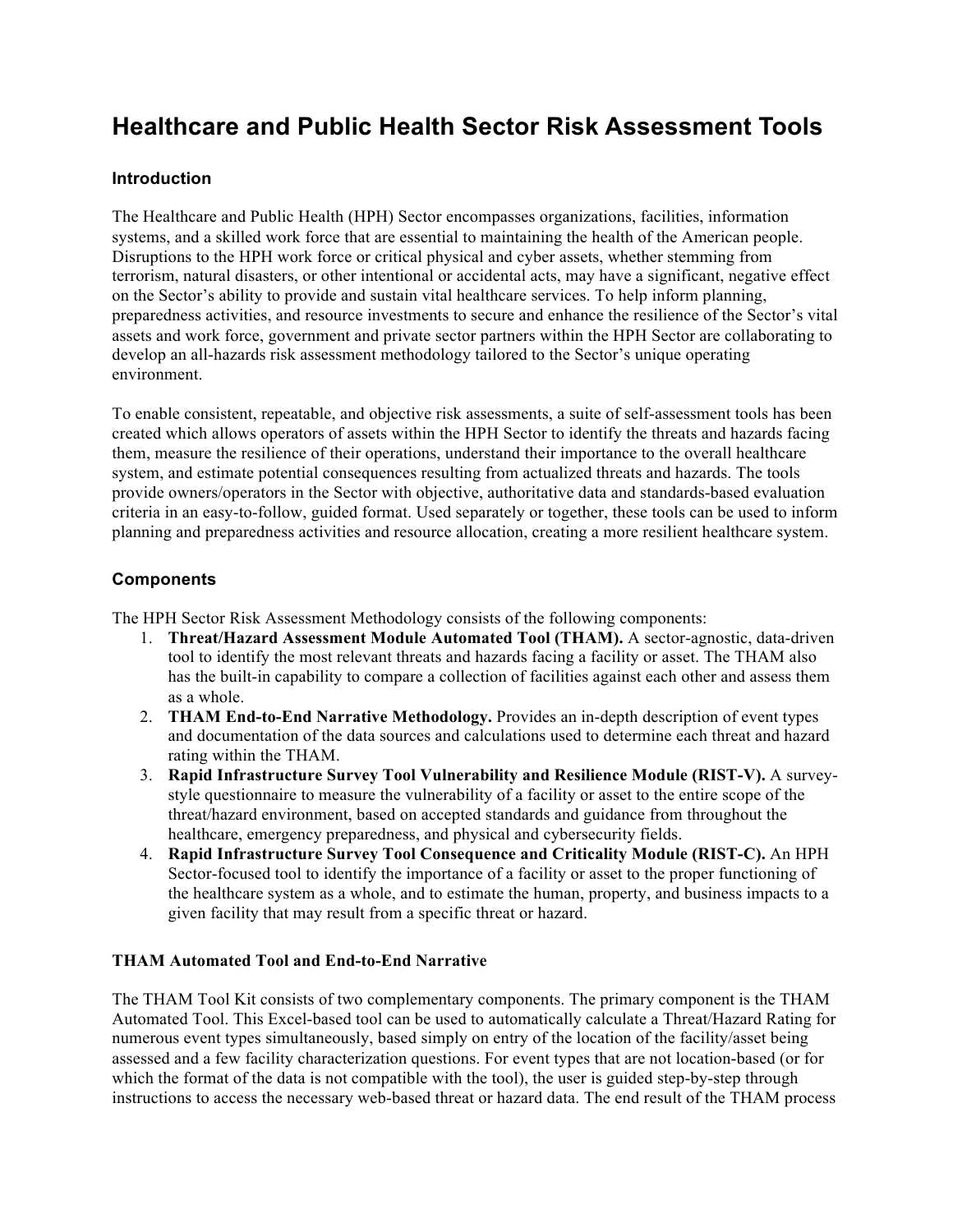# Healthcare and Public Health Sector Risk Assessment Tools

### Introduction

The Healthcare and Public Health (HPH) Sector encompasses organizations, facilities, information systems, and a skilled work force that are essential to maintaining the health of the American people. Disruptions to the HPH work force or critical physical and cyber assets, whether stemming from terrorism, natural disasters, or other intentional or accidental acts, may have a significant, negative effect on the Sector's ability to provide and sustain vital healthcare services. To help inform planning, preparedness activities, and resource investments to secure and enhance the resilience of the Sector's vital assets and work force, government and private sector partners within the HPH Sector are collaborating to develop an all-hazards risk assessment methodology tailored to the Sector's unique operating environment.

To enable consistent, repeatable, and objective risk assessments, a suite of self-assessment tools has been created which allows operators of assets within the HPH Sector to identify the threats and hazards facing them, measure the resilience of their operations, understand their importance to the overall healthcare system, and estimate potential consequences resulting from actualized threats and hazards. The tools provide owners/operators in the Sector with objective, authoritative data and standards-based evaluation criteria in an easy-to-follow, guided format. Used separately or together, these tools can be used to inform planning and preparedness activities and resource allocation, creating a more resilient healthcare system.

### Components

The HPH Sector Risk Assessment Methodology consists of the following components:

1. **Threat/Hazard Assessment Module Automated Tool (THAM).** A sector-agnostic, data-driven tool to identify the most relevant threats and hazards facing a facility or asset. The THAM also has the built-in capability to compare a collection of facilities against each other and assess them as a whole.
2. **THAM End-to-End Narrative Methodology.** Provides an in-depth description of event types and documentation of the data sources and calculations used to determine each threat and hazard rating within the THAM.
3. **Rapid Infrastructure Survey Tool Vulnerability and Resilience Module (RIST-V).** A survey-style questionnaire to measure the vulnerability of a facility or asset to the entire scope of the threat/hazard environment, based on accepted standards and guidance from throughout the healthcare, emergency preparedness, and physical and cybersecurity fields.
4. **Rapid Infrastructure Survey Tool Consequence and Criticality Module (RIST-C).** An HPH Sector-focused tool to identify the importance of a facility or asset to the proper functioning of the healthcare system as a whole, and to estimate the human, property, and business impacts to a given facility that may result from a specific threat or hazard.

#### THAM Automated Tool and End-to-End Narrative

The THAM Tool Kit consists of two complementary components. The primary component is the THAM Automated Tool. This Excel-based tool can be used to automatically calculate a Threat/Hazard Rating for numerous event types simultaneously, based simply on entry of the location of the facility/asset being assessed and a few facility characterization questions. For event types that are not location-based (or for which the format of the data is not compatible with the tool), the user is guided step-by-step through instructions to access the necessary web-based threat or hazard data. The end result of the THAM process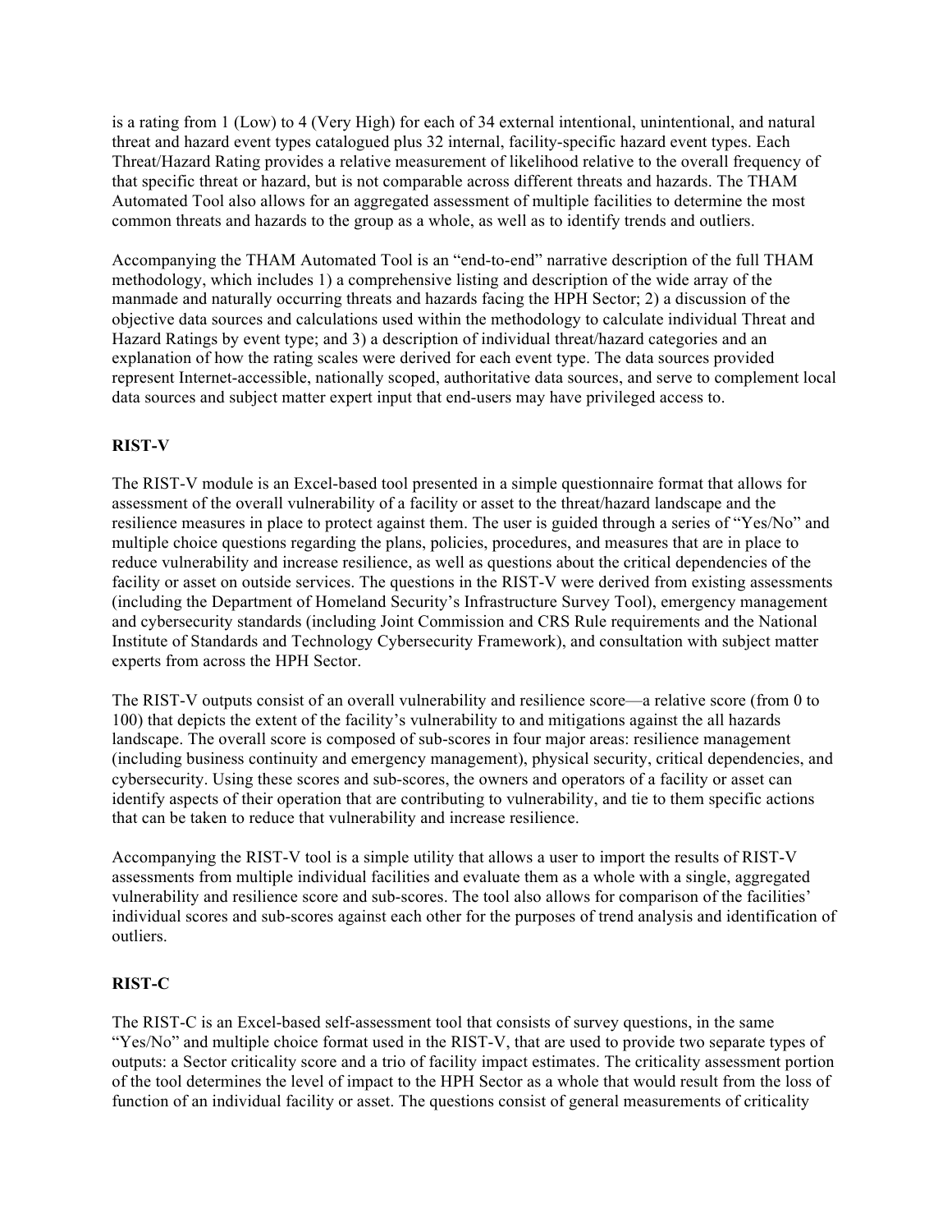is a rating from 1 (Low) to 4 (Very High) for each of 34 external intentional, unintentional, and natural threat and hazard event types catalogued plus 32 internal, facility-specific hazard event types. Each Threat/Hazard Rating provides a relative measurement of likelihood relative to the overall frequency of that specific threat or hazard, but is not comparable across different threats and hazards. The THAM Automated Tool also allows for an aggregated assessment of multiple facilities to determine the most common threats and hazards to the group as a whole, as well as to identify trends and outliers.

Accompanying the THAM Automated Tool is an "end-to-end" narrative description of the full THAM methodology, which includes 1) a comprehensive listing and description of the wide array of the manmade and naturally occurring threats and hazards facing the HPH Sector; 2) a discussion of the objective data sources and calculations used within the methodology to calculate individual Threat and Hazard Ratings by event type; and 3) a description of individual threat/hazard categories and an explanation of how the rating scales were derived for each event type. The data sources provided represent Internet-accessible, nationally scoped, authoritative data sources, and serve to complement local data sources and subject matter expert input that end-users may have privileged access to.

**RIST-V**

The RIST-V module is an Excel-based tool presented in a simple questionnaire format that allows for assessment of the overall vulnerability of a facility or asset to the threat/hazard landscape and the resilience measures in place to protect against them. The user is guided through a series of "Yes/No" and multiple choice questions regarding the plans, policies, procedures, and measures that are in place to reduce vulnerability and increase resilience, as well as questions about the critical dependencies of the facility or asset on outside services. The questions in the RIST-V were derived from existing assessments (including the Department of Homeland Security's Infrastructure Survey Tool), emergency management and cybersecurity standards (including Joint Commission and CRS Rule requirements and the National Institute of Standards and Technology Cybersecurity Framework), and consultation with subject matter experts from across the HPH Sector.

The RIST-V outputs consist of an overall vulnerability and resilience score—a relative score (from 0 to 100) that depicts the extent of the facility's vulnerability to and mitigations against the all hazards landscape. The overall score is composed of sub-scores in four major areas: resilience management (including business continuity and emergency management), physical security, critical dependencies, and cybersecurity. Using these scores and sub-scores, the owners and operators of a facility or asset can identify aspects of their operation that are contributing to vulnerability, and tie to them specific actions that can be taken to reduce that vulnerability and increase resilience.

Accompanying the RIST-V tool is a simple utility that allows a user to import the results of RIST-V assessments from multiple individual facilities and evaluate them as a whole with a single, aggregated vulnerability and resilience score and sub-scores. The tool also allows for comparison of the facilities' individual scores and sub-scores against each other for the purposes of trend analysis and identification of outliers.

**RIST-C**

The RIST-C is an Excel-based self-assessment tool that consists of survey questions, in the same "Yes/No" and multiple choice format used in the RIST-V, that are used to provide two separate types of outputs: a Sector criticality score and a trio of facility impact estimates. The criticality assessment portion of the tool determines the level of impact to the HPH Sector as a whole that would result from the loss of function of an individual facility or asset. The questions consist of general measurements of criticality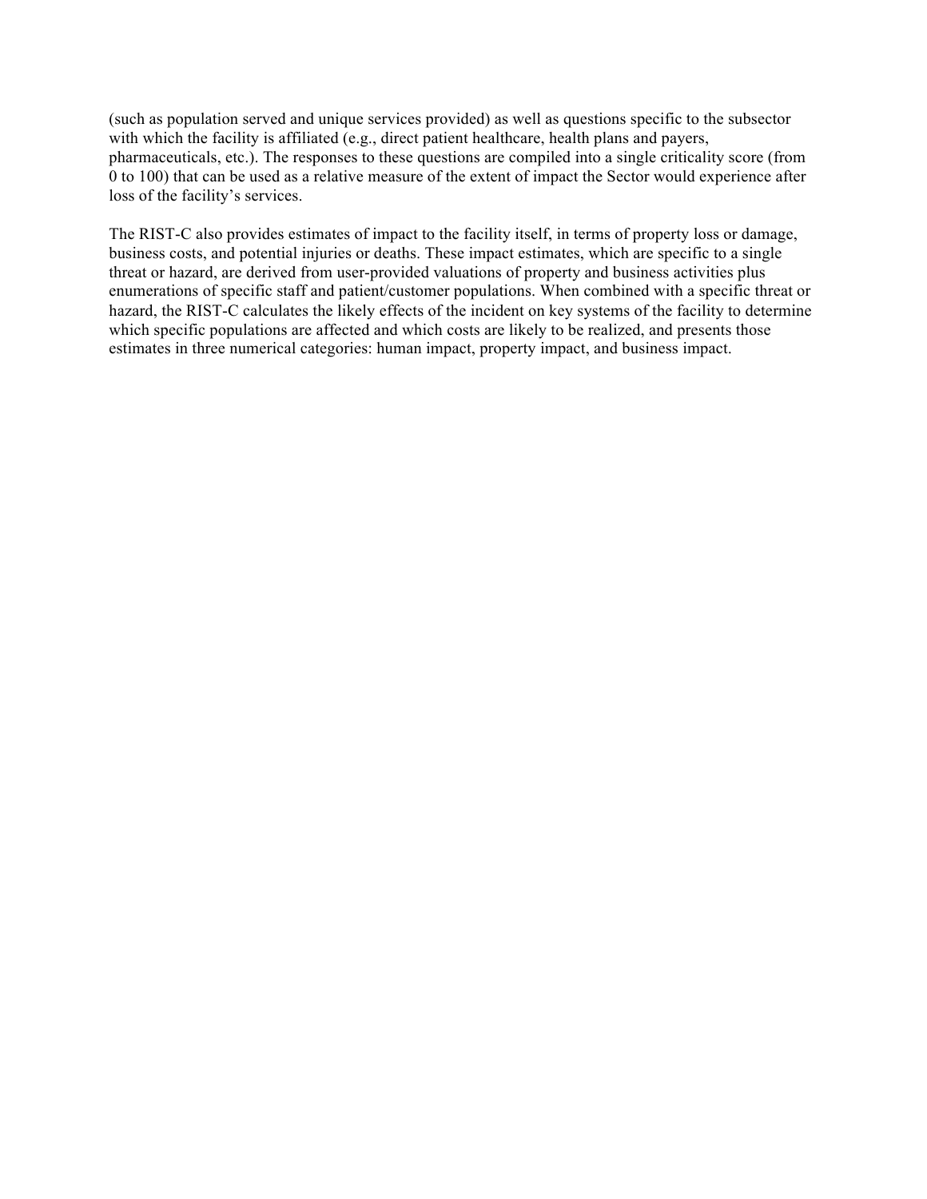(such as population served and unique services provided) as well as questions specific to the subsector with which the facility is affiliated (e.g., direct patient healthcare, health plans and payers, pharmaceuticals, etc.). The responses to these questions are compiled into a single criticality score (from 0 to 100) that can be used as a relative measure of the extent of impact the Sector would experience after loss of the facility's services.

The RIST-C also provides estimates of impact to the facility itself, in terms of property loss or damage, business costs, and potential injuries or deaths. These impact estimates, which are specific to a single threat or hazard, are derived from user-provided valuations of property and business activities plus enumerations of specific staff and patient/customer populations. When combined with a specific threat or hazard, the RIST-C calculates the likely effects of the incident on key systems of the facility to determine which specific populations are affected and which costs are likely to be realized, and presents those estimates in three numerical categories: human impact, property impact, and business impact.